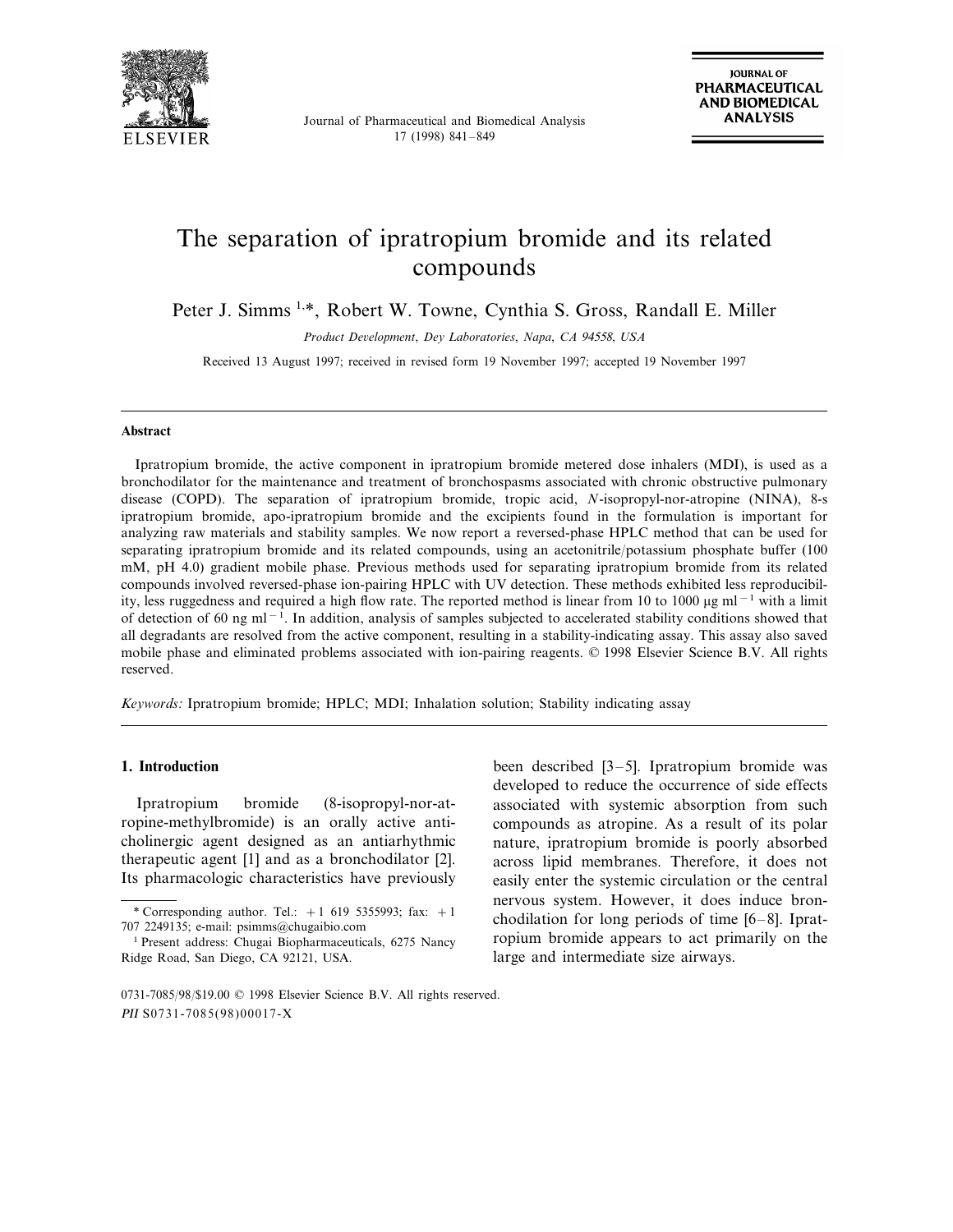# The separation of ipratropium bromide and its related compounds

Peter J. Simms [1,*], Robert W. Towne, Cynthia S. Gross, Randall E. Miller

*Product Development, Dey Laboratories, Napa, CA 94558, USA*

Received 13 August 1997; received in revised form 19 November 1997; accepted 19 November 1997

## Abstract

Ipratropium bromide, the active component in ipratropium bromide metered dose inhalers (MDI), is used as a bronchodilator for the maintenance and treatment of bronchospasms associated with chronic obstructive pulmonary disease (COPD). The separation of ipratropium bromide, tropic acid, *N*-isopropyl-nor-atropine (NINA), 8-s ipratropium bromide, apo-ipratropium bromide and the excipients found in the formulation is important for analyzing raw materials and stability samples. We now report a reversed-phase HPLC method that can be used for separating ipratropium bromide and its related compounds, using an acetonitrile/potassium phosphate buffer (100 mM, pH 4.0) gradient mobile phase. Previous methods used for separating ipratropium bromide from its related compounds involved reversed-phase ion-pairing HPLC with UV detection. These methods exhibited less reproducibility, less ruggedness and required a high flow rate. The reported method is linear from 10 to 1000 μg ml$^{-1}$ with a limit of detection of 60 ng ml$^{-1}$. In addition, analysis of samples subjected to accelerated stability conditions showed that all degradants are resolved from the active component, resulting in a stability-indicating assay. This assay also saved mobile phase and eliminated problems associated with ion-pairing reagents. © 1998 Elsevier Science B.V. All rights reserved.

*Keywords:* Ipratropium bromide; HPLC; MDI; Inhalation solution; Stability indicating assay

## 1. Introduction

Ipratropium bromide (8-isopropyl-nor-atropine-methylbromide) is an orally active anticholinergic agent designed as an antiarhythmic therapeutic agent [1] and as a bronchodilator [2]. Its pharmacologic characteristics have previously been described [3–5]. Ipratropium bromide was developed to reduce the occurrence of side effects associated with systemic absorption from such compounds as atropine. As a result of its polar nature, ipratropium bromide is poorly absorbed across lipid membranes. Therefore, it does not easily enter the systemic circulation or the central nervous system. However, it does induce bronchodilation for long periods of time [6–8]. Ipratropium bromide appears to act primarily on the large and intermediate size airways.

* Corresponding author. Tel.: +1 619 5355993; fax: +1 707 2249135; e-mail: psimms@chugaibio.com

[1] Present address: Chugai Biopharmaceuticals, 6275 Nancy Ridge Road, San Diego, CA 92121, USA.

0731-7085/98/$19.00 © 1998 Elsevier Science B.V. All rights reserved.
*PII* S0731-7085(98)00017-X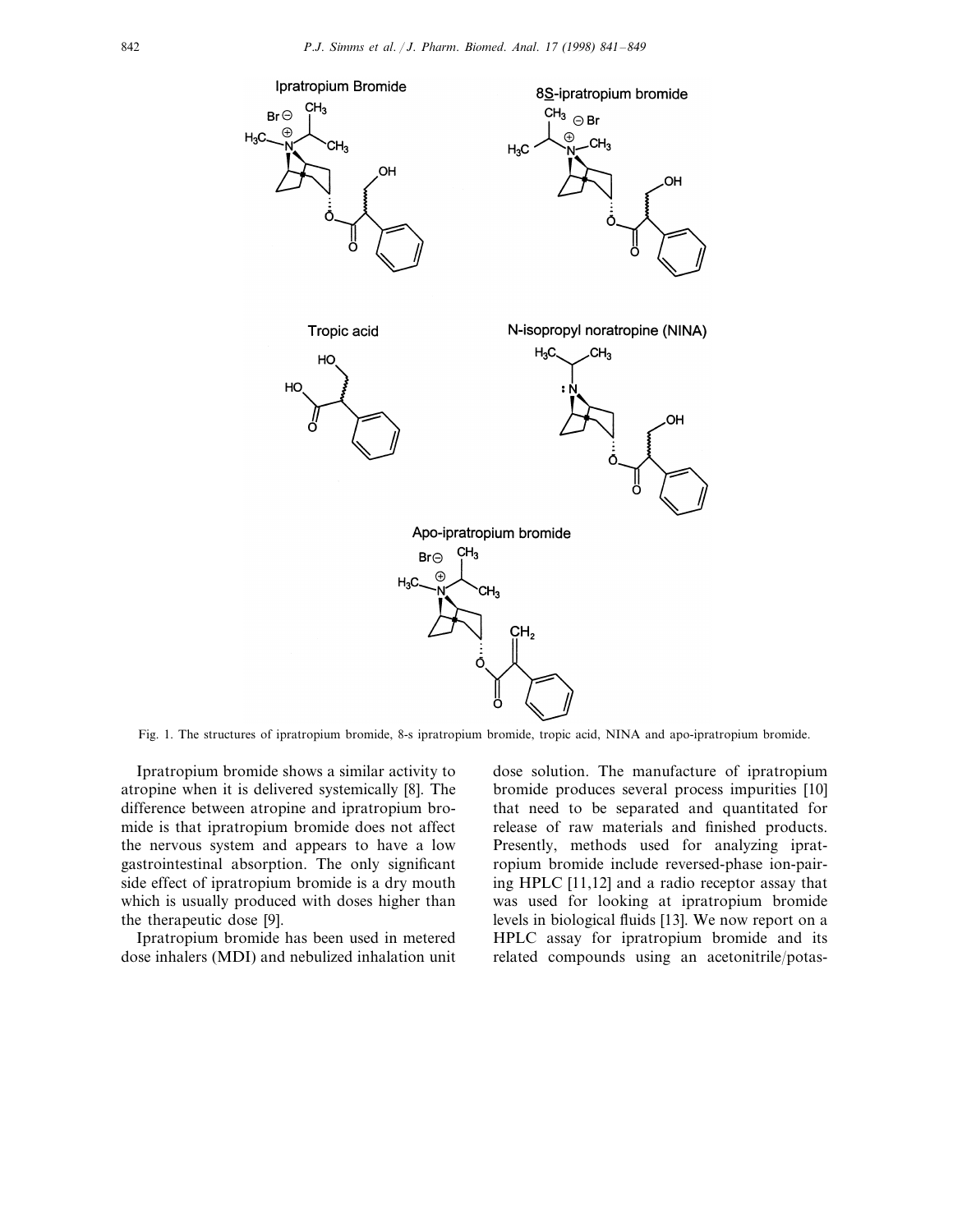Fig. 1. The structures of ipratropium bromide, 8-s ipratropium bromide, tropic acid, NINA and apo-ipratropium bromide.

Ipratropium bromide shows a similar activity to atropine when it is delivered systemically [8]. The difference between atropine and ipratropium bromide is that ipratropium bromide does not affect the nervous system and appears to have a low gastrointestinal absorption. The only significant side effect of ipratropium bromide is a dry mouth which is usually produced with doses higher than the therapeutic dose [9].

Ipratropium bromide has been used in metered dose inhalers (MDI) and nebulized inhalation unit dose solution. The manufacture of ipratropium bromide produces several process impurities [10] that need to be separated and quantitated for release of raw materials and finished products. Presently, methods used for analyzing ipratropium bromide include reversed-phase ion-pairing HPLC [11,12] and a radio receptor assay that was used for looking at ipratropium bromide levels in biological fluids [13]. We now report on a HPLC assay for ipratropium bromide and its related compounds using an acetonitrile/potas-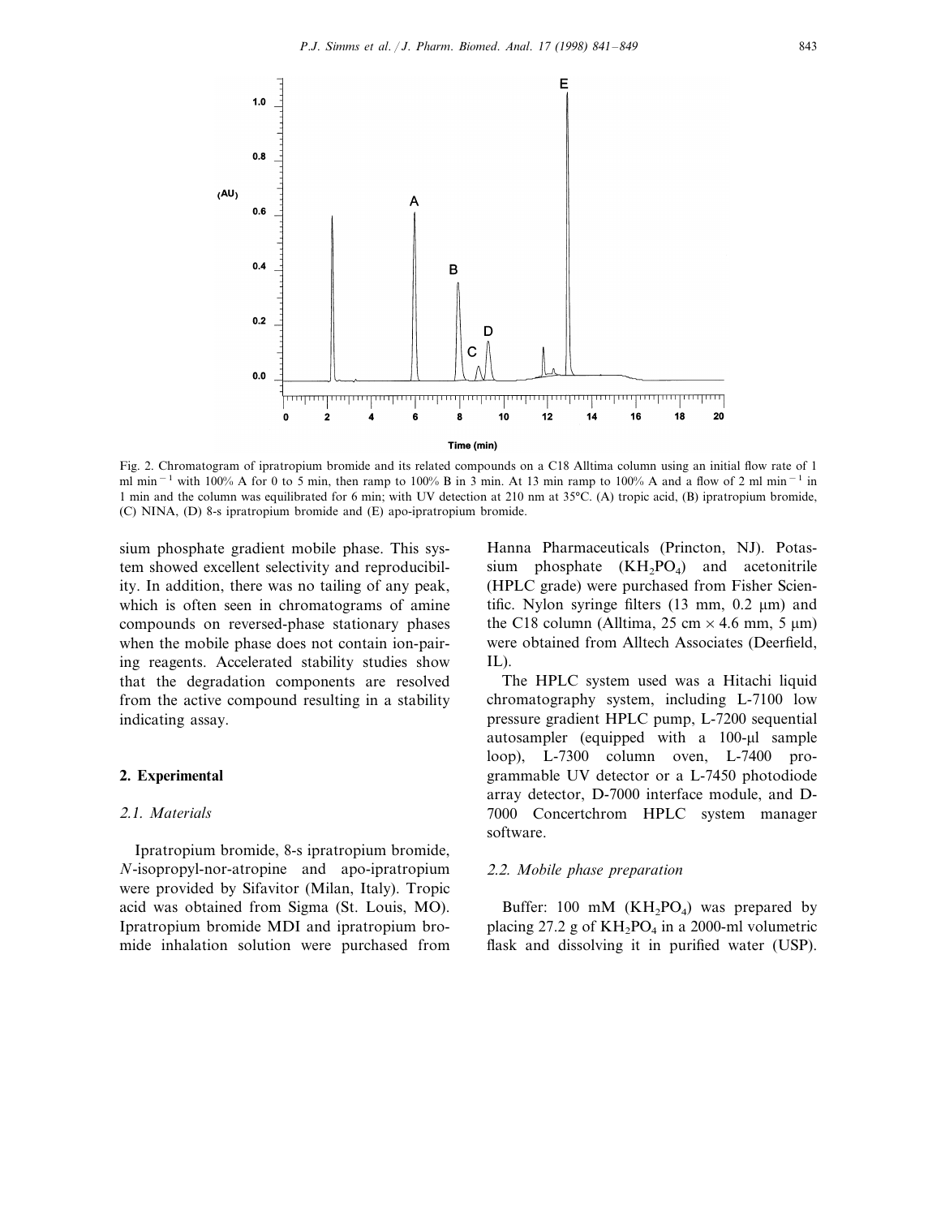Fig. 2. Chromatogram of ipratropium bromide and its related compounds on a C18 Alltima column using an initial flow rate of 1 ml min$^{-1}$ with 100% A for 0 to 5 min, then ramp to 100% B in 3 min. At 13 min ramp to 100% A and a flow of 2 ml min$^{-1}$ in 1 min and the column was equilibrated for 6 min; with UV detection at 210 nm at 35°C. (A) tropic acid, (B) ipratropium bromide, (C) NINA, (D) 8-s ipratropium bromide and (E) apo-ipratropium bromide.

sium phosphate gradient mobile phase. This system showed excellent selectivity and reproducibility. In addition, there was no tailing of any peak, which is often seen in chromatograms of amine compounds on reversed-phase stationary phases when the mobile phase does not contain ion-pairing reagents. Accelerated stability studies show that the degradation components are resolved from the active compound resulting in a stability indicating assay.

## 2. Experimental

### 2.1. Materials

Ipratropium bromide, 8-s ipratropium bromide, *N*-isopropyl-nor-atropine and apo-ipratropium were provided by Sifavitor (Milan, Italy). Tropic acid was obtained from Sigma (St. Louis, MO). Ipratropium bromide MDI and ipratropium bromide inhalation solution were purchased from Hanna Pharmaceuticals (Princton, NJ). Potassium phosphate ($KH_2PO_4$) and acetonitrile (HPLC grade) were purchased from Fisher Scientific. Nylon syringe filters (13 mm, 0.2 μm) and the C18 column (Alltima, 25 cm × 4.6 mm, 5 μm) were obtained from Alltech Associates (Deerfield, IL).

The HPLC system used was a Hitachi liquid chromatography system, including L-7100 low pressure gradient HPLC pump, L-7200 sequential autosampler (equipped with a 100-μl sample loop), L-7300 column oven, L-7400 programmable UV detector or a L-7450 photodiode array detector, D-7000 interface module, and D-7000 Concertchrom HPLC system manager software.

### 2.2. Mobile phase preparation

Buffer: 100 mM ($KH_2PO_4$) was prepared by placing 27.2 g of $KH_2PO_4$ in a 2000-ml volumetric flask and dissolving it in purified water (USP).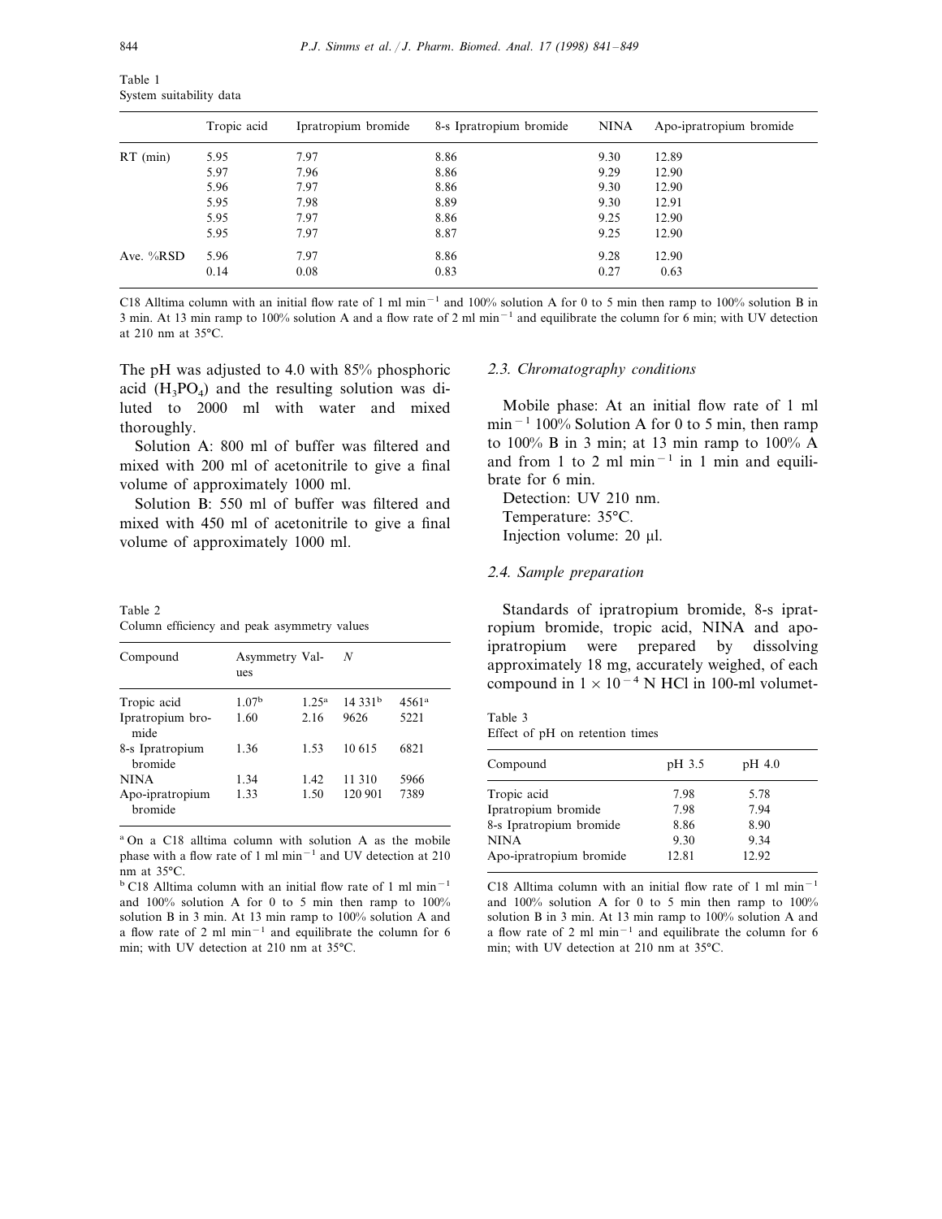Table 1
System suitability data

| | Tropic acid | Ipratropium bromide | 8-s Ipratropium bromide | NINA | Apo-ipratropium bromide |
|---|---|---|---|---|---|
| RT (min) | 5.95 | 7.97 | 8.86 | 9.30 | 12.89 |
| | 5.97 | 7.96 | 8.86 | 9.29 | 12.90 |
| | 5.96 | 7.97 | 8.86 | 9.30 | 12.90 |
| | 5.95 | 7.98 | 8.89 | 9.30 | 12.91 |
| | 5.95 | 7.97 | 8.86 | 9.25 | 12.90 |
| | 5.95 | 7.97 | 8.87 | 9.25 | 12.90 |
| Ave. %RSD | 5.96 | 7.97 | 8.86 | 9.28 | 12.90 |
| | 0.14 | 0.08 | 0.83 | 0.27 | 0.63 |

C18 Alltima column with an initial flow rate of 1 ml $min^{-1}$ and 100% solution A for 0 to 5 min then ramp to 100% solution B in 3 min. At 13 min ramp to 100% solution A and a flow rate of 2 ml $min^{-1}$ and equilibrate the column for 6 min; with UV detection at 210 nm at 35°C.

The pH was adjusted to 4.0 with 85% phosphoric acid ($H_3PO_4$) and the resulting solution was diluted to 2000 ml with water and mixed thoroughly.

Solution A: 800 ml of buffer was filtered and mixed with 200 ml of acetonitrile to give a final volume of approximately 1000 ml.

Solution B: 550 ml of buffer was filtered and mixed with 450 ml of acetonitrile to give a final volume of approximately 1000 ml.

Table 2
Column efficiency and peak asymmetry values

| Compound | Asymmetry Values | | $N$ | |
|---|---|---|---|---|
| Tropic acid | 1.07[b] | 1.25[a] | 14 331[b] | 4561[a] |
| Ipratropium bromide | 1.60 | 2.16 | 9626 | 5221 |
| 8-s Ipratropium bromide | 1.36 | 1.53 | 10 615 | 6821 |
| NINA | 1.34 | 1.42 | 11 310 | 5966 |
| Apo-ipratropium bromide | 1.33 | 1.50 | 120 901 | 7389 |

[a] On a C18 alltima column with solution A as the mobile phase with a flow rate of 1 ml $min^{-1}$ and UV detection at 210 nm at 35°C.

[b] C18 Alltima column with an initial flow rate of 1 ml $min^{-1}$ and 100% solution A for 0 to 5 min then ramp to 100% solution B in 3 min. At 13 min ramp to 100% solution A and a flow rate of 2 ml $min^{-1}$ and equilibrate the column for 6 min; with UV detection at 210 nm at 35°C.

### 2.3. Chromatography conditions

Mobile phase: At an initial flow rate of 1 ml $min^{-1}$ 100% Solution A for 0 to 5 min, then ramp to 100% B in 3 min; at 13 min ramp to 100% A and from 1 to 2 ml $min^{-1}$ in 1 min and equilibrate for 6 min.

Detection: UV 210 nm.

Temperature: 35°C.

Injection volume: 20 µl.

### 2.4. Sample preparation

Standards of ipratropium bromide, 8-s ipratropium bromide, tropic acid, NINA and apo-ipratropium were prepared by dissolving approximately 18 mg, accurately weighed, of each compound in $1 \times 10^{-4}$ N HCl in 100-ml volumet-

Table 3
Effect of pH on retention times

| Compound | pH 3.5 | pH 4.0 |
|---|---|---|
| Tropic acid | 7.98 | 5.78 |
| Ipratropium bromide | 7.98 | 7.94 |
| 8-s Ipratropium bromide | 8.86 | 8.90 |
| NINA | 9.30 | 9.34 |
| Apo-ipratropium bromide | 12.81 | 12.92 |

C18 Alltima column with an initial flow rate of 1 ml $min^{-1}$ and 100% solution A for 0 to 5 min then ramp to 100% solution B in 3 min. At 13 min ramp to 100% solution A and a flow rate of 2 ml $min^{-1}$ and equilibrate the column for 6 min; with UV detection at 210 nm at 35°C.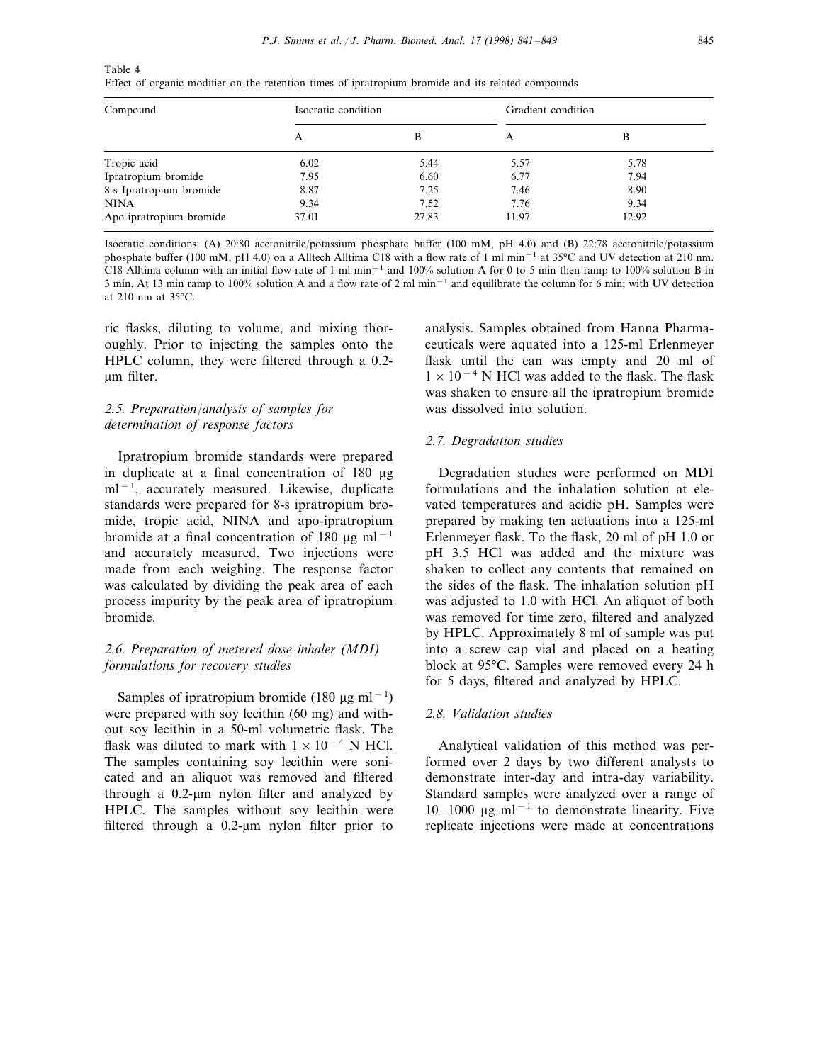Table 4
Effect of organic modifier on the retention times of ipratropium bromide and its related compounds

| Compound | Isocratic condition | | Gradient condition | |
|---|---|---|---|---|
| | A | B | A | B |
| Tropic acid | 6.02 | 5.44 | 5.57 | 5.78 |
| Ipratropium bromide | 7.95 | 6.60 | 6.77 | 7.94 |
| 8-s Ipratropium bromide | 8.87 | 7.25 | 7.46 | 8.90 |
| NINA | 9.34 | 7.52 | 7.76 | 9.34 |
| Apo-ipratropium bromide | 37.01 | 27.83 | 11.97 | 12.92 |

Isocratic conditions: (A) 20:80 acetonitrile/potassium phosphate buffer (100 mM, pH 4.0) and (B) 22:78 acetonitrile/potassium phosphate buffer (100 mM, pH 4.0) on a Alltech Alltima C18 with a flow rate of 1 ml min$^{-1}$ at 35°C and UV detection at 210 nm. C18 Alltima column with an initial flow rate of 1 ml min$^{-1}$ and 100% solution A for 0 to 5 min then ramp to 100% solution B in 3 min. At 13 min ramp to 100% solution A and a flow rate of 2 ml min$^{-1}$ and equilibrate the column for 6 min; with UV detection at 210 nm at 35°C.

ric flasks, diluting to volume, and mixing thoroughly. Prior to injecting the samples onto the HPLC column, they were filtered through a 0.2-μm filter.

### 2.5. Preparation/analysis of samples for determination of response factors

Ipratropium bromide standards were prepared in duplicate at a final concentration of 180 μg ml$^{-1}$, accurately measured. Likewise, duplicate standards were prepared for 8-s ipratropium bromide, tropic acid, NINA and apo-ipratropium bromide at a final concentration of 180 μg ml$^{-1}$ and accurately measured. Two injections were made from each weighing. The response factor was calculated by dividing the peak area of each process impurity by the peak area of ipratropium bromide.

### 2.6. Preparation of metered dose inhaler (MDI) formulations for recovery studies

Samples of ipratropium bromide (180 μg ml$^{-1}$) were prepared with soy lecithin (60 mg) and without soy lecithin in a 50-ml volumetric flask. The flask was diluted to mark with $1\times10^{-4}$ N HCl. The samples containing soy lecithin were sonicated and an aliquot was removed and filtered through a 0.2-μm nylon filter and analyzed by HPLC. The samples without soy lecithin were filtered through a 0.2-μm nylon filter prior to analysis. Samples obtained from Hanna Pharmaceuticals were aquated into a 125-ml Erlenmeyer flask until the can was empty and 20 ml of $1\times10^{-4}$ N HCl was added to the flask. The flask was shaken to ensure all the ipratropium bromide was dissolved into solution.

### 2.7. Degradation studies

Degradation studies were performed on MDI formulations and the inhalation solution at elevated temperatures and acidic pH. Samples were prepared by making ten actuations into a 125-ml Erlenmeyer flask. To the flask, 20 ml of pH 1.0 or pH 3.5 HCl was added and the mixture was shaken to collect any contents that remained on the sides of the flask. The inhalation solution pH was adjusted to 1.0 with HCl. An aliquot of both was removed for time zero, filtered and analyzed by HPLC. Approximately 8 ml of sample was put into a screw cap vial and placed on a heating block at 95°C. Samples were removed every 24 h for 5 days, filtered and analyzed by HPLC.

### 2.8. Validation studies

Analytical validation of this method was performed over 2 days by two different analysts to demonstrate inter-day and intra-day variability. Standard samples were analyzed over a range of 10–1000 μg ml$^{-1}$ to demonstrate linearity. Five replicate injections were made at concentrations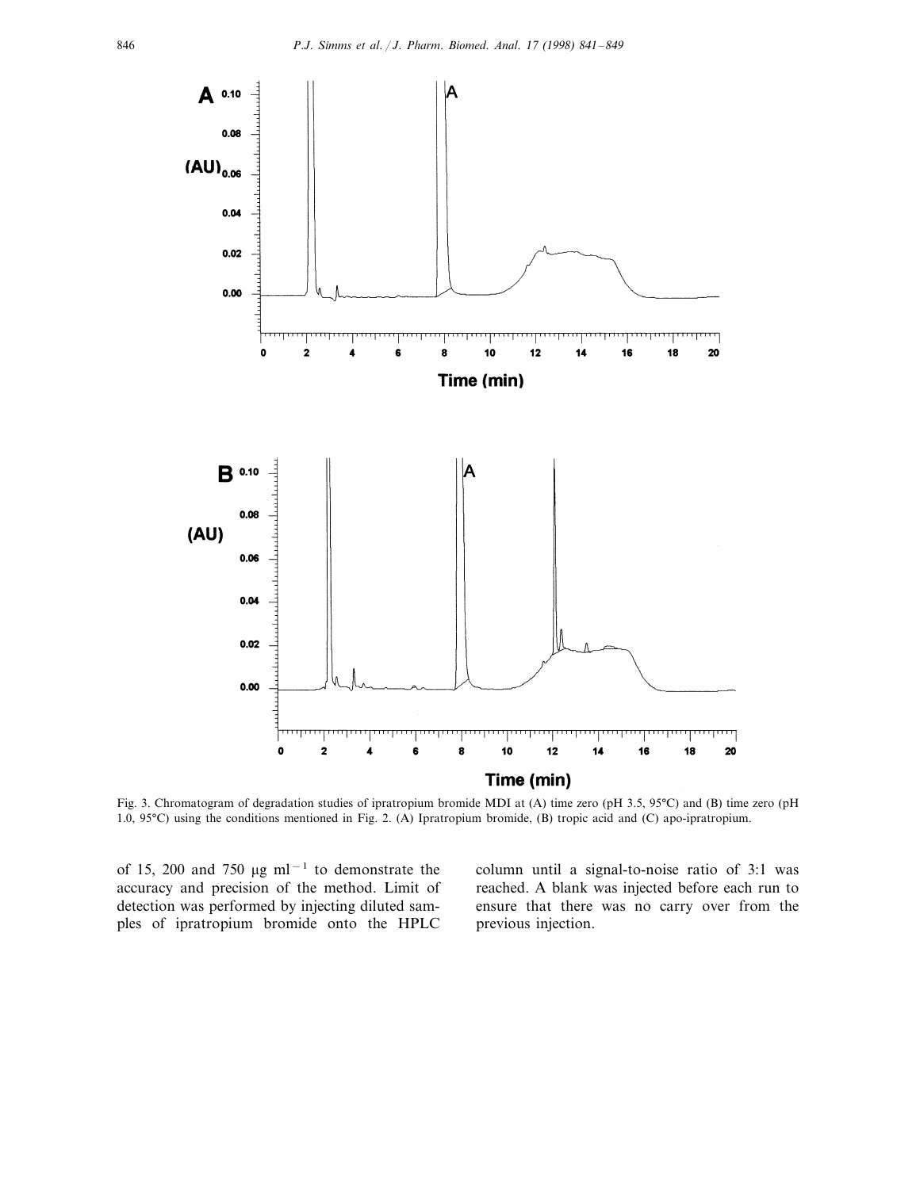Fig. 3. Chromatogram of degradation studies of ipratropium bromide MDI at (A) time zero (pH 3.5, 95°C) and (B) time zero (pH 1.0, 95°C) using the conditions mentioned in Fig. 2. (A) Ipratropium bromide, (B) tropic acid and (C) apo-ipratropium.

of 15, 200 and 750 μg $ml^{-1}$ to demonstrate the accuracy and precision of the method. Limit of detection was performed by injecting diluted samples of ipratropium bromide onto the HPLC column until a signal-to-noise ratio of 3:1 was reached. A blank was injected before each run to ensure that there was no carry over from the previous injection.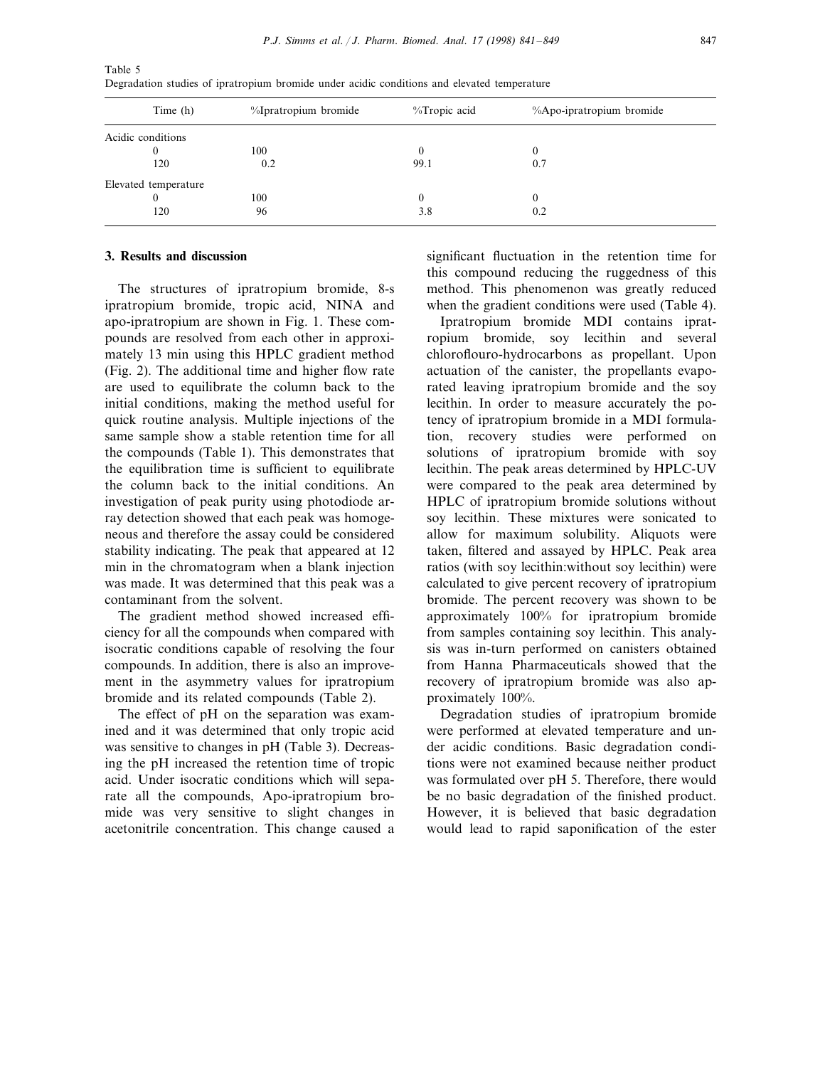Table 5
Degradation studies of ipratropium bromide under acidic conditions and elevated temperature

| Time (h) | %Ipratropium bromide | %Tropic acid | %Apo-ipratropium bromide |
|---|---|---|---|
| Acidic conditions | | | |
| 0 | 100 | 0 | 0 |
| 120 | 0.2 | 99.1 | 0.7 |
| Elevated temperature | | | |
| 0 | 100 | 0 | 0 |
| 120 | 96 | 3.8 | 0.2 |

## 3. Results and discussion

The structures of ipratropium bromide, 8-s ipratropium bromide, tropic acid, NINA and apo-ipratropium are shown in Fig. 1. These compounds are resolved from each other in approximately 13 min using this HPLC gradient method (Fig. 2). The additional time and higher flow rate are used to equilibrate the column back to the initial conditions, making the method useful for quick routine analysis. Multiple injections of the same sample show a stable retention time for all the compounds (Table 1). This demonstrates that the equilibration time is sufficient to equilibrate the column back to the initial conditions. An investigation of peak purity using photodiode array detection showed that each peak was homogeneous and therefore the assay could be considered stability indicating. The peak that appeared at 12 min in the chromatogram when a blank injection was made. It was determined that this peak was a contaminant from the solvent.

The gradient method showed increased efficiency for all the compounds when compared with isocratic conditions capable of resolving the four compounds. In addition, there is also an improvement in the asymmetry values for ipratropium bromide and its related compounds (Table 2).

The effect of pH on the separation was examined and it was determined that only tropic acid was sensitive to changes in pH (Table 3). Decreasing the pH increased the retention time of tropic acid. Under isocratic conditions which will separate all the compounds, Apo-ipratropium bromide was very sensitive to slight changes in acetonitrile concentration. This change caused a significant fluctuation in the retention time for this compound reducing the ruggedness of this method. This phenomenon was greatly reduced when the gradient conditions were used (Table 4).

Ipratropium bromide MDI contains ipratropium bromide, soy lecithin and several chloroflouro-hydrocarbons as propellant. Upon actuation of the canister, the propellants evaporated leaving ipratropium bromide and the soy lecithin. In order to measure accurately the potency of ipratropium bromide in a MDI formulation, recovery studies were performed on solutions of ipratropium bromide with soy lecithin. The peak areas determined by HPLC-UV were compared to the peak area determined by HPLC of ipratropium bromide solutions without soy lecithin. These mixtures were sonicated to allow for maximum solubility. Aliquots were taken, filtered and assayed by HPLC. Peak area ratios (with soy lecithin:without soy lecithin) were calculated to give percent recovery of ipratropium bromide. The percent recovery was shown to be approximately 100% for ipratropium bromide from samples containing soy lecithin. This analysis was in-turn performed on canisters obtained from Hanna Pharmaceuticals showed that the recovery of ipratropium bromide was also approximately 100%.

Degradation studies of ipratropium bromide were performed at elevated temperature and under acidic conditions. Basic degradation conditions were not examined because neither product was formulated over pH 5. Therefore, there would be no basic degradation of the finished product. However, it is believed that basic degradation would lead to rapid saponification of the ester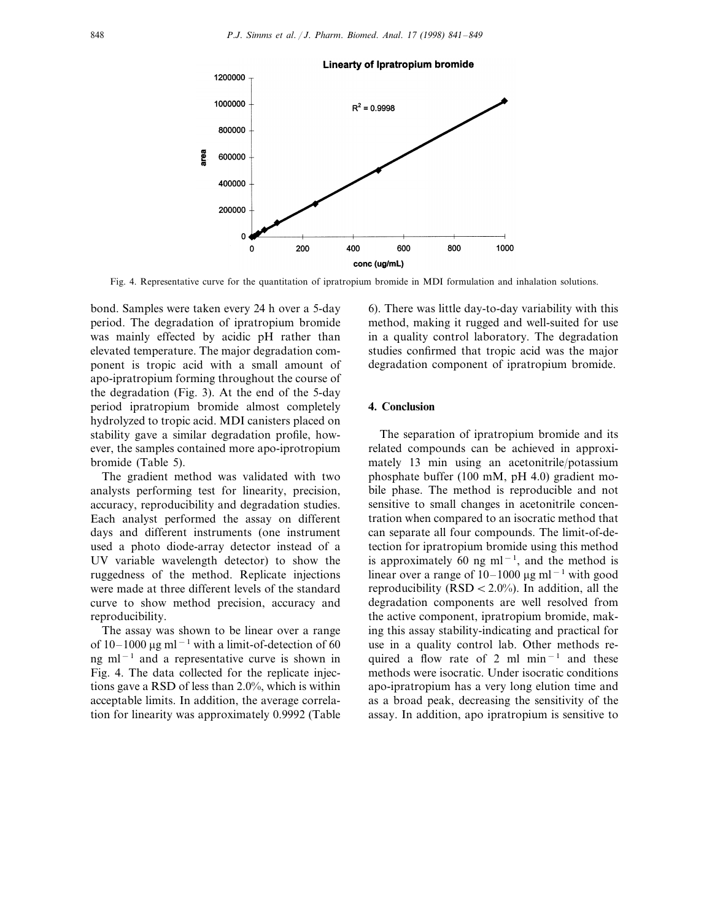Fig. 4. Representative curve for the quantitation of ipratropium bromide in MDI formulation and inhalation solutions.

bond. Samples were taken every 24 h over a 5-day period. The degradation of ipratropium bromide was mainly effected by acidic pH rather than elevated temperature. The major degradation component is tropic acid with a small amount of apo-ipratropium forming throughout the course of the degradation (Fig. 3). At the end of the 5-day period ipratropium bromide almost completely hydrolyzed to tropic acid. MDI canisters placed on stability gave a similar degradation profile, however, the samples contained more apo-iprotropium bromide (Table 5).

The gradient method was validated with two analysts performing test for linearity, precision, accuracy, reproducibility and degradation studies. Each analyst performed the assay on different days and different instruments (one instrument used a photo diode-array detector instead of a UV variable wavelength detector) to show the ruggedness of the method. Replicate injections were made at three different levels of the standard curve to show method precision, accuracy and reproducibility.

The assay was shown to be linear over a range of 10–1000 μg $ml^{-1}$ with a limit-of-detection of 60 ng $ml^{-1}$ and a representative curve is shown in Fig. 4. The data collected for the replicate injections gave a RSD of less than 2.0%, which is within acceptable limits. In addition, the average correlation for linearity was approximately 0.9992 (Table 6). There was little day-to-day variability with this method, making it rugged and well-suited for use in a quality control laboratory. The degradation studies confirmed that tropic acid was the major degradation component of ipratropium bromide.

## 4. Conclusion

The separation of ipratropium bromide and its related compounds can be achieved in approximately 13 min using an acetonitrile/potassium phosphate buffer (100 mM, pH 4.0) gradient mobile phase. The method is reproducible and not sensitive to small changes in acetonitrile concentration when compared to an isocratic method that can separate all four compounds. The limit-of-detection for ipratropium bromide using this method is approximately 60 ng $ml^{-1}$, and the method is linear over a range of 10–1000 μg $ml^{-1}$ with good reproducibility (RSD < 2.0%). In addition, all the degradation components are well resolved from the active component, ipratropium bromide, making this assay stability-indicating and practical for use in a quality control lab. Other methods required a flow rate of 2 ml $min^{-1}$ and these methods were isocratic. Under isocratic conditions apo-ipratropium has a very long elution time and as a broad peak, decreasing the sensitivity of the assay. In addition, apo ipratropium is sensitive to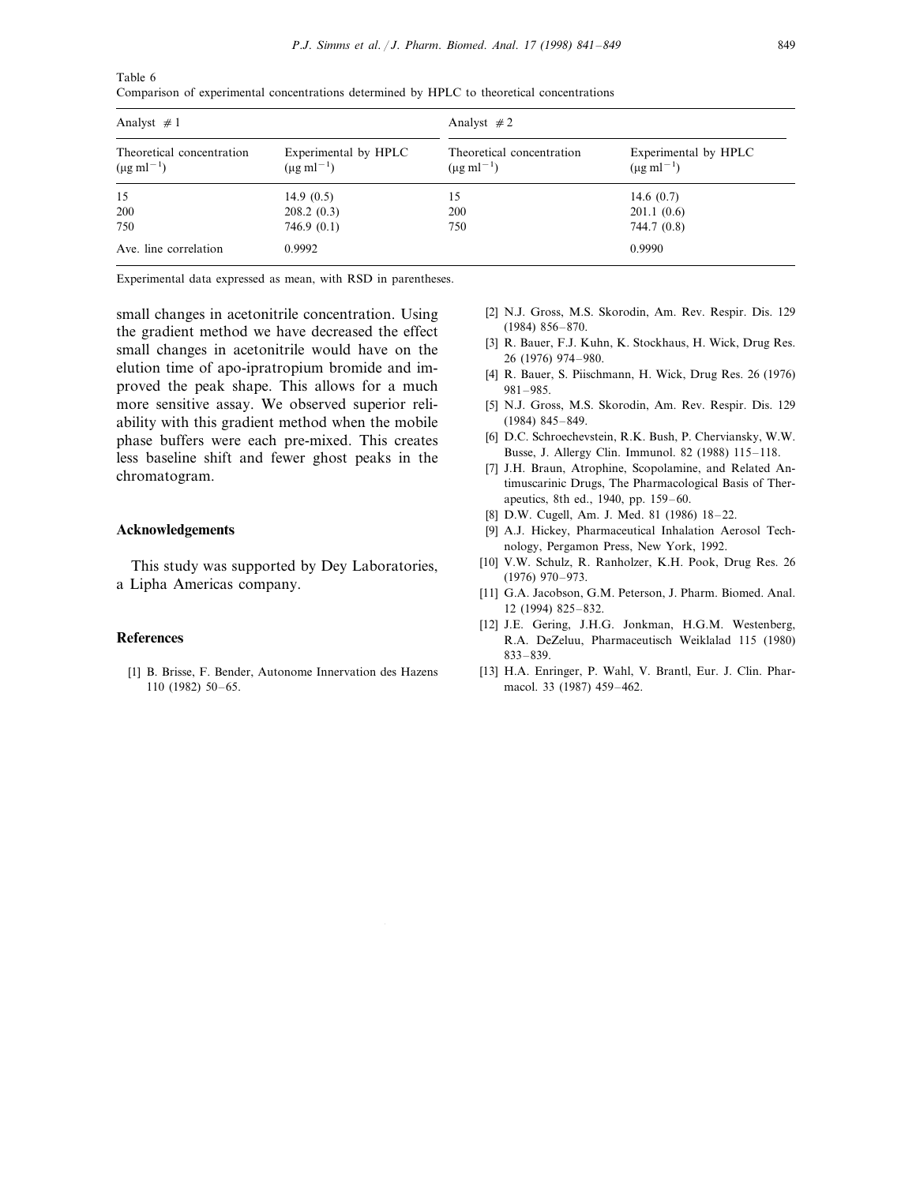Table 6
Comparison of experimental concentrations determined by HPLC to theoretical concentrations

| Analyst #1 | | Analyst #2 | |
|---|---|---|---|
| Theoretical concentration ($\mu g\ ml^{-1}$) | Experimental by HPLC ($\mu g\ ml^{-1}$) | Theoretical concentration ($\mu g\ ml^{-1}$) | Experimental by HPLC ($\mu g\ ml^{-1}$) |
| 15 | 14.9 (0.5) | 15 | 14.6 (0.7) |
| 200 | 208.2 (0.3) | 200 | 201.1 (0.6) |
| 750 | 746.9 (0.1) | 750 | 744.7 (0.8) |
| Ave. line correlation | 0.9992 | | 0.9990 |

Experimental data expressed as mean, with RSD in parentheses.

small changes in acetonitrile concentration. Using the gradient method we have decreased the effect small changes in acetonitrile would have on the elution time of apo-ipratropium bromide and improved the peak shape. This allows for a much more sensitive assay. We observed superior reliability with this gradient method when the mobile phase buffers were each pre-mixed. This creates less baseline shift and fewer ghost peaks in the chromatogram.

## Acknowledgements

This study was supported by Dey Laboratories, a Lipha Americas company.

## References

[1] B. Brisse, F. Bender, Autonome Innervation des Hazens 110 (1982) 50–65.

[2] N.J. Gross, M.S. Skorodin, Am. Rev. Respir. Dis. 129 (1984) 856–870.

[3] R. Bauer, F.J. Kuhn, K. Stockhaus, H. Wick, Drug Res. 26 (1976) 974–980.

[4] R. Bauer, S. Piischmann, H. Wick, Drug Res. 26 (1976) 981–985.

[5] N.J. Gross, M.S. Skorodin, Am. Rev. Respir. Dis. 129 (1984) 845–849.

[6] D.C. Schroechevstein, R.K. Bush, P. Cherviansky, W.W. Busse, J. Allergy Clin. Immunol. 82 (1988) 115–118.

[7] J.H. Braun, Atrophine, Scopolamine, and Related Antimuscarinic Drugs, The Pharmacological Basis of Therapeutics, 8th ed., 1940, pp. 159–60.

[8] D.W. Cugell, Am. J. Med. 81 (1986) 18–22.

[9] A.J. Hickey, Pharmaceutical Inhalation Aerosol Technology, Pergamon Press, New York, 1992.

[10] V.W. Schulz, R. Ranholzer, K.H. Pook, Drug Res. 26 (1976) 970–973.

[11] G.A. Jacobson, G.M. Peterson, J. Pharm. Biomed. Anal. 12 (1994) 825–832.

[12] J.E. Gering, J.H.G. Jonkman, H.G.M. Westenberg, R.A. DeZeluu, Pharmaceutisch Weiklalad 115 (1980) 833–839.

[13] H.A. Enringer, P. Wahl, V. Brantl, Eur. J. Clin. Pharmacol. 33 (1987) 459–462.